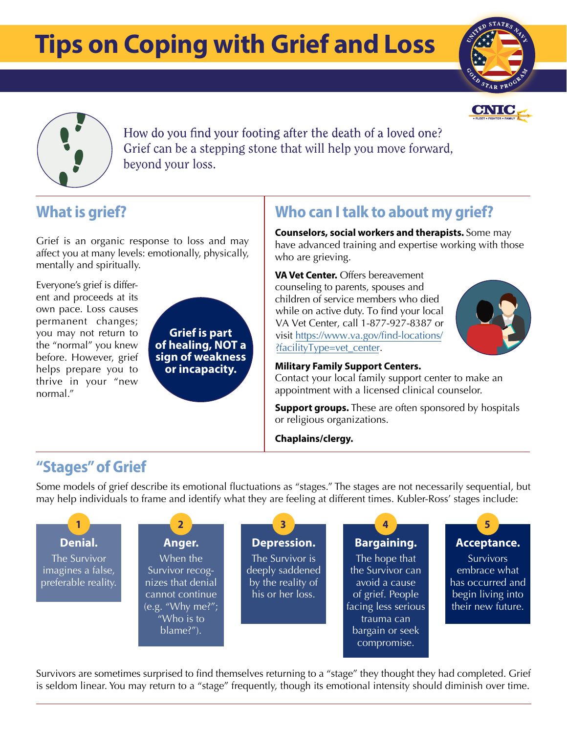# Tips on Coping with Grief and Loss

How do you find your footing after the death of a loved one? Grief can be a stepping stone that will help you move forward, beyond your loss.

## What is grief?

Grief is an organic response to loss and may affect you at many levels: emotionally, physically, mentally and spiritually.

Everyone's grief is different and proceeds at its own pace. Loss causes permanent changes; you may not return to the "normal" you knew before. However, grief helps prepare you to thrive in your "new normal."

**Grief is part of healing, NOT a sign of weakness or incapacity.**

## Who can I talk to about my grief?

**Counselors, social workers and therapists.** Some may have advanced training and expertise working with those who are grieving.

**VA Vet Center.** Offers bereavement counseling to parents, spouses and children of service members who died while on active duty. To find your local VA Vet Center, call 1-877-927-8387 or visit https://www.va.gov/find-locations/?facilityType=vet_center.

**Military Family Support Centers.** Contact your local family support center to make an appointment with a licensed clinical counselor.

**Support groups.** These are often sponsored by hospitals or religious organizations.

**Chaplains/clergy.**

## "Stages" of Grief

Some models of grief describe its emotional fluctuations as "stages." The stages are not necessarily sequential, but may help individuals to frame and identify what they are feeling at different times. Kubler-Ross' stages include:

1. **Denial.** The Survivor imagines a false, preferable reality.
2. **Anger.** When the Survivor recognizes that denial cannot continue (e.g. "Why me?"; "Who is to blame?").
3. **Depression.** The Survivor is deeply saddened by the reality of his or her loss.
4. **Bargaining.** The hope that the Survivor can avoid a cause of grief. People facing less serious trauma can bargain or seek compromise.
5. **Acceptance.** Survivors embrace what has occurred and begin living into their new future.

Survivors are sometimes surprised to find themselves returning to a "stage" they thought they had completed. Grief is seldom linear. You may return to a "stage" frequently, though its emotional intensity should diminish over time.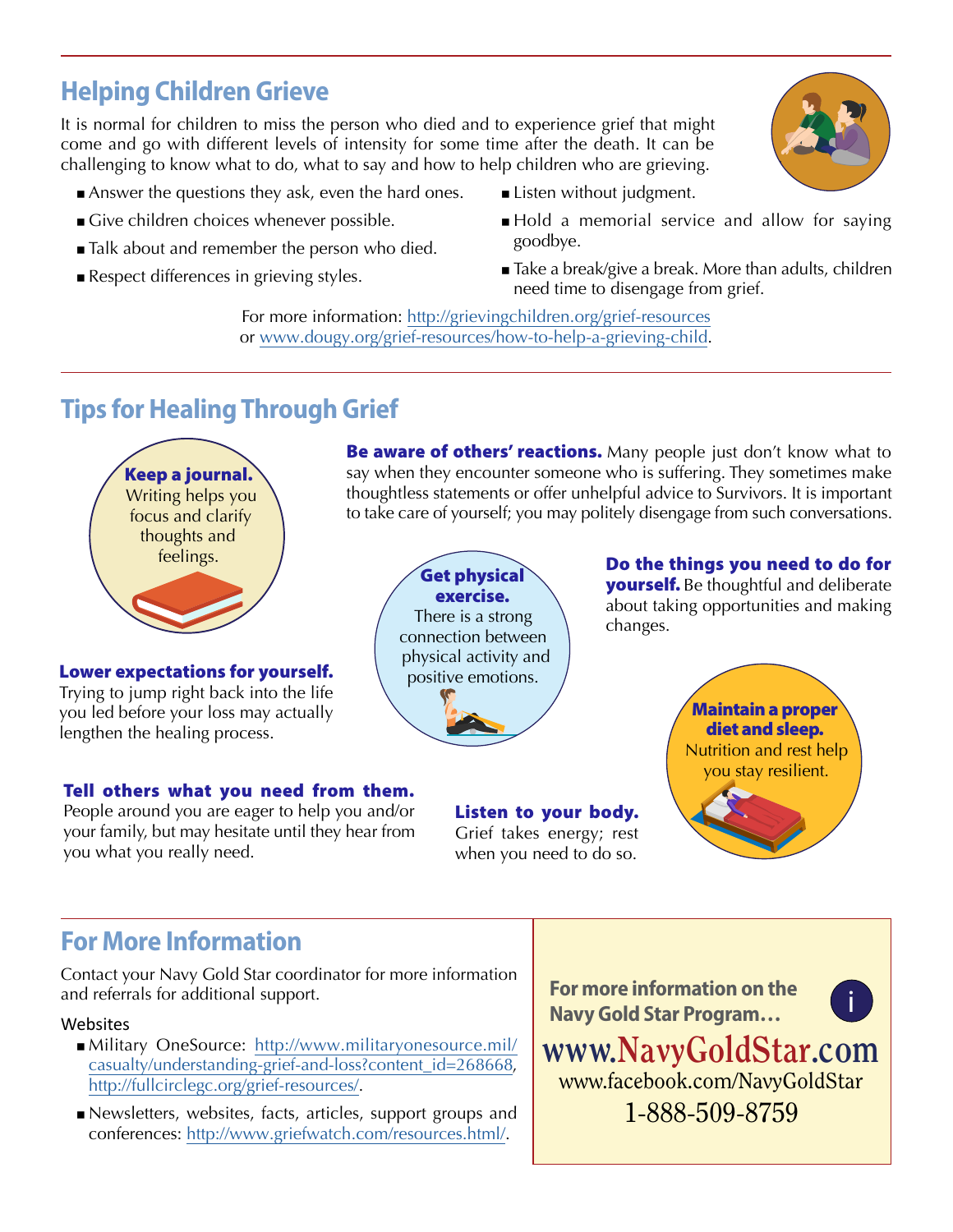## Helping Children Grieve

It is normal for children to miss the person who died and to experience grief that might come and go with different levels of intensity for some time after the death. It can be challenging to know what to do, what to say and how to help children who are grieving.

- Answer the questions they ask, even the hard ones.
- Give children choices whenever possible.
- Talk about and remember the person who died.
- Respect differences in grieving styles.
- Listen without judgment.
- Hold a memorial service and allow for saying goodbye.
- Take a break/give a break. More than adults, children need time to disengage from grief.

For more information: http://grievingchildren.org/grief-resources or www.dougy.org/grief-resources/how-to-help-a-grieving-child.

## Tips for Healing Through Grief

**Keep a journal.** Writing helps you focus and clarify thoughts and feelings.

**Be aware of others' reactions.** Many people just don't know what to say when they encounter someone who is suffering. They sometimes make thoughtless statements or offer unhelpful advice to Survivors. It is important to take care of yourself; you may politely disengage from such conversations.

**Get physical exercise.** There is a strong connection between physical activity and positive emotions.

**Do the things you need to do for yourself.** Be thoughtful and deliberate about taking opportunities and making changes.

**Lower expectations for yourself.** Trying to jump right back into the life you led before your loss may actually lengthen the healing process.

**Maintain a proper diet and sleep.** Nutrition and rest help you stay resilient.

**Tell others what you need from them.** People around you are eager to help you and/or your family, but may hesitate until they hear from you what you really need.

**Listen to your body.** Grief takes energy; rest when you need to do so.

## For More Information

Contact your Navy Gold Star coordinator for more information and referrals for additional support.

Websites

- Military OneSource: http://www.militaryonesource.mil/casualty/understanding-grief-and-loss?content_id=268668, http://fullcirclegc.org/grief-resources/.
- Newsletters, websites, facts, articles, support groups and conferences: http://www.griefwatch.com/resources.html/.

**For more information on the Navy Gold Star Program…**

www.NavyGoldStar.com
www.facebook.com/NavyGoldStar
1-888-509-8759